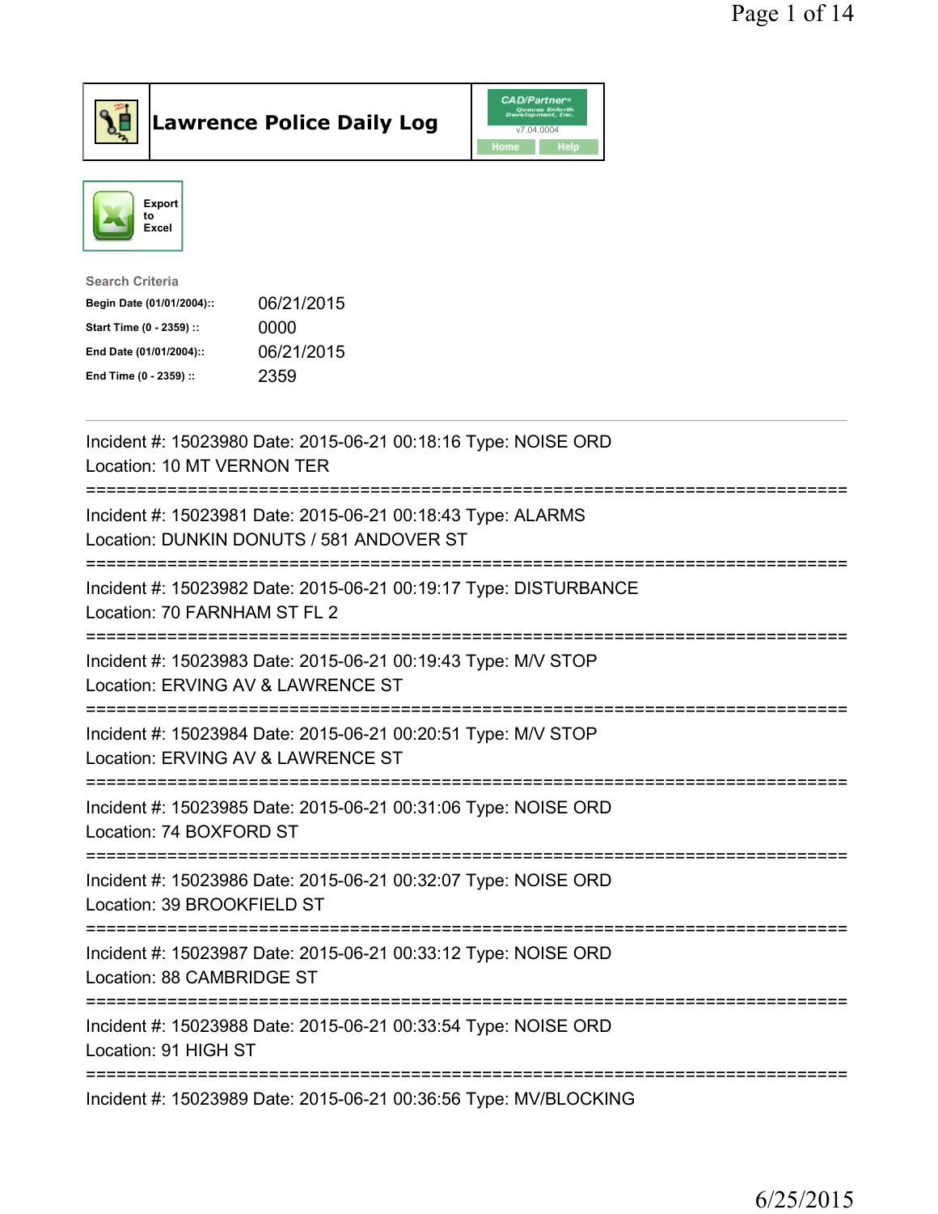# Lawrence Police Daily Log

Export to Excel

**Search Criteria**

| | |
|---|---|
| Begin Date (01/01/2004):: | 06/21/2015 |
| Start Time (0 - 2359) :: | 0000 |
| End Date (01/01/2004):: | 06/21/2015 |
| End Time (0 - 2359) :: | 2359 |

---

Incident #: 15023980 Date: 2015-06-21 00:18:16 Type: NOISE ORD
Location: 10 MT VERNON TER

===========================================================================

Incident #: 15023981 Date: 2015-06-21 00:18:43 Type: ALARMS
Location: DUNKIN DONUTS / 581 ANDOVER ST

===========================================================================

Incident #: 15023982 Date: 2015-06-21 00:19:17 Type: DISTURBANCE
Location: 70 FARNHAM ST FL 2

===========================================================================

Incident #: 15023983 Date: 2015-06-21 00:19:43 Type: M/V STOP
Location: ERVING AV & LAWRENCE ST

===========================================================================

Incident #: 15023984 Date: 2015-06-21 00:20:51 Type: M/V STOP
Location: ERVING AV & LAWRENCE ST

===========================================================================

Incident #: 15023985 Date: 2015-06-21 00:31:06 Type: NOISE ORD
Location: 74 BOXFORD ST

===========================================================================

Incident #: 15023986 Date: 2015-06-21 00:32:07 Type: NOISE ORD
Location: 39 BROOKFIELD ST

===========================================================================

Incident #: 15023987 Date: 2015-06-21 00:33:12 Type: NOISE ORD
Location: 88 CAMBRIDGE ST

===========================================================================

Incident #: 15023988 Date: 2015-06-21 00:33:54 Type: NOISE ORD
Location: 91 HIGH ST

===========================================================================

Incident #: 15023989 Date: 2015-06-21 00:36:56 Type: MV/BLOCKING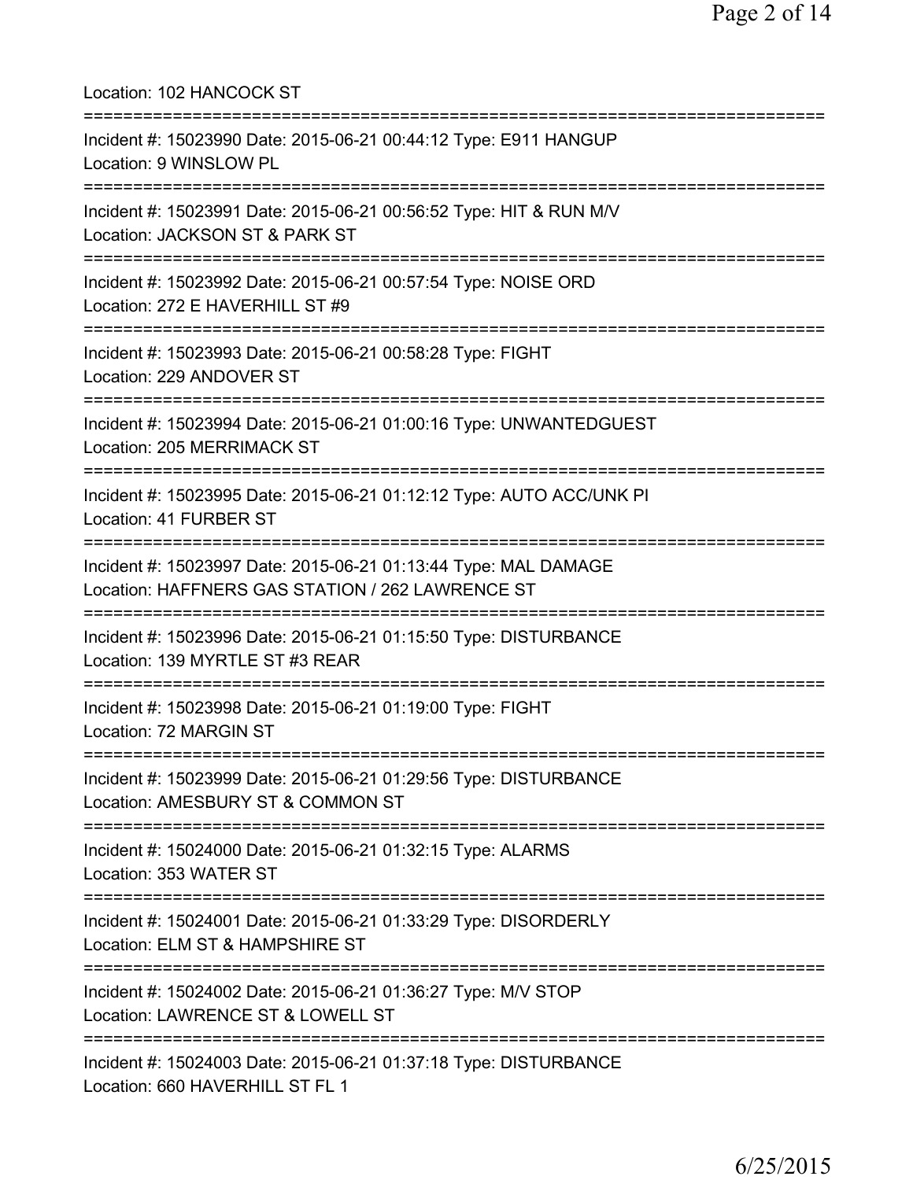Location: 102 HANCOCK ST

===========================================================================

Incident #: 15023990 Date: 2015-06-21 00:44:12 Type: E911 HANGUP
Location: 9 WINSLOW PL

===========================================================================

Incident #: 15023991 Date: 2015-06-21 00:56:52 Type: HIT & RUN M/V
Location: JACKSON ST & PARK ST

===========================================================================

Incident #: 15023992 Date: 2015-06-21 00:57:54 Type: NOISE ORD
Location: 272 E HAVERHILL ST #9

===========================================================================

Incident #: 15023993 Date: 2015-06-21 00:58:28 Type: FIGHT
Location: 229 ANDOVER ST

===========================================================================

Incident #: 15023994 Date: 2015-06-21 01:00:16 Type: UNWANTEDGUEST
Location: 205 MERRIMACK ST

===========================================================================

Incident #: 15023995 Date: 2015-06-21 01:12:12 Type: AUTO ACC/UNK PI
Location: 41 FURBER ST

===========================================================================

Incident #: 15023997 Date: 2015-06-21 01:13:44 Type: MAL DAMAGE
Location: HAFFNERS GAS STATION / 262 LAWRENCE ST

===========================================================================

Incident #: 15023996 Date: 2015-06-21 01:15:50 Type: DISTURBANCE
Location: 139 MYRTLE ST #3 REAR

===========================================================================

Incident #: 15023998 Date: 2015-06-21 01:19:00 Type: FIGHT
Location: 72 MARGIN ST

===========================================================================

Incident #: 15023999 Date: 2015-06-21 01:29:56 Type: DISTURBANCE
Location: AMESBURY ST & COMMON ST

===========================================================================

Incident #: 15024000 Date: 2015-06-21 01:32:15 Type: ALARMS
Location: 353 WATER ST

===========================================================================

Incident #: 15024001 Date: 2015-06-21 01:33:29 Type: DISORDERLY
Location: ELM ST & HAMPSHIRE ST

===========================================================================

Incident #: 15024002 Date: 2015-06-21 01:36:27 Type: M/V STOP
Location: LAWRENCE ST & LOWELL ST

===========================================================================

Incident #: 15024003 Date: 2015-06-21 01:37:18 Type: DISTURBANCE
Location: 660 HAVERHILL ST FL 1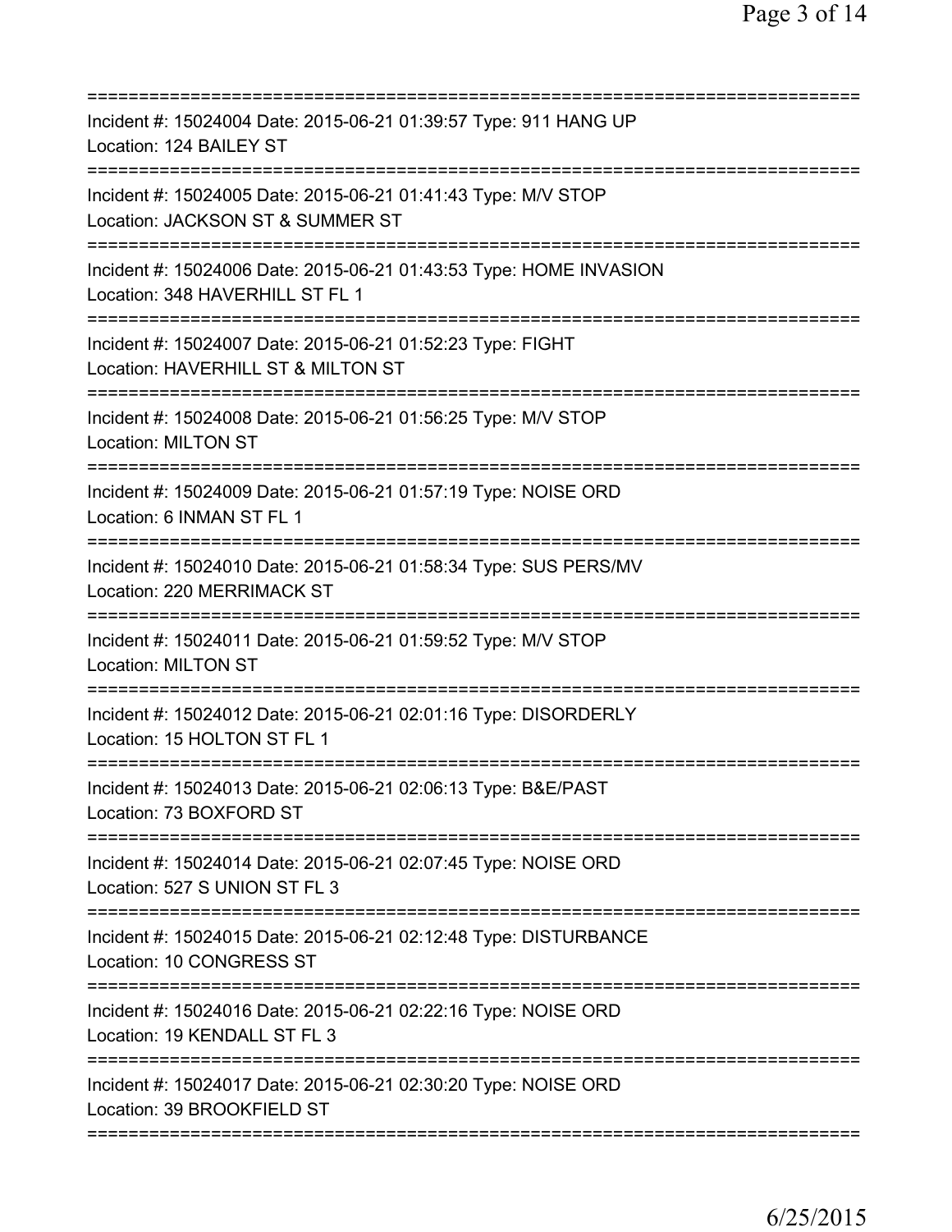===========================================================================

Incident #: 15024004 Date: 2015-06-21 01:39:57 Type: 911 HANG UP
Location: 124 BAILEY ST

===========================================================================

Incident #: 15024005 Date: 2015-06-21 01:41:43 Type: M/V STOP
Location: JACKSON ST & SUMMER ST

===========================================================================

Incident #: 15024006 Date: 2015-06-21 01:43:53 Type: HOME INVASION
Location: 348 HAVERHILL ST FL 1

===========================================================================

Incident #: 15024007 Date: 2015-06-21 01:52:23 Type: FIGHT
Location: HAVERHILL ST & MILTON ST

===========================================================================

Incident #: 15024008 Date: 2015-06-21 01:56:25 Type: M/V STOP
Location: MILTON ST

===========================================================================

Incident #: 15024009 Date: 2015-06-21 01:57:19 Type: NOISE ORD
Location: 6 INMAN ST FL 1

===========================================================================

Incident #: 15024010 Date: 2015-06-21 01:58:34 Type: SUS PERS/MV
Location: 220 MERRIMACK ST

===========================================================================

Incident #: 15024011 Date: 2015-06-21 01:59:52 Type: M/V STOP
Location: MILTON ST

===========================================================================

Incident #: 15024012 Date: 2015-06-21 02:01:16 Type: DISORDERLY
Location: 15 HOLTON ST FL 1

===========================================================================

Incident #: 15024013 Date: 2015-06-21 02:06:13 Type: B&E/PAST
Location: 73 BOXFORD ST

===========================================================================

Incident #: 15024014 Date: 2015-06-21 02:07:45 Type: NOISE ORD
Location: 527 S UNION ST FL 3

===========================================================================

Incident #: 15024015 Date: 2015-06-21 02:12:48 Type: DISTURBANCE
Location: 10 CONGRESS ST

===========================================================================

Incident #: 15024016 Date: 2015-06-21 02:22:16 Type: NOISE ORD
Location: 19 KENDALL ST FL 3

===========================================================================

Incident #: 15024017 Date: 2015-06-21 02:30:20 Type: NOISE ORD
Location: 39 BROOKFIELD ST

===========================================================================

6/25/2015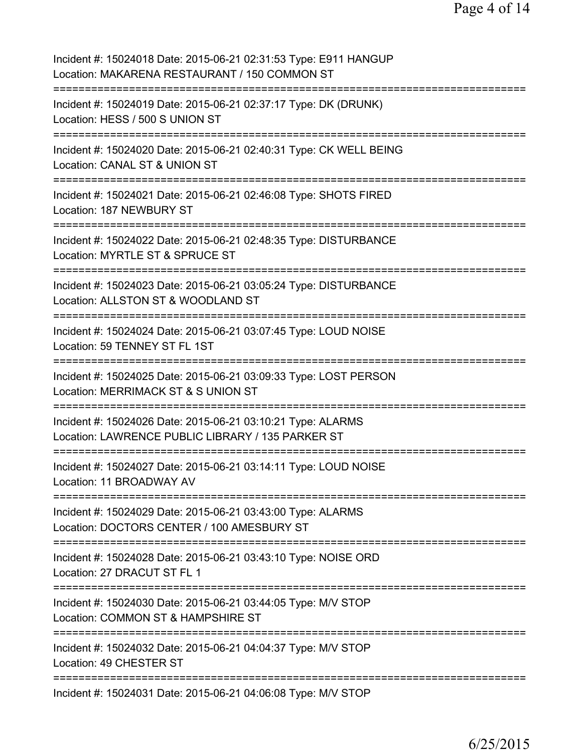Incident #: 15024018 Date: 2015-06-21 02:31:53 Type: E911 HANGUP
Location: MAKARENA RESTAURANT / 150 COMMON ST

===========================================================================

Incident #: 15024019 Date: 2015-06-21 02:37:17 Type: DK (DRUNK)
Location: HESS / 500 S UNION ST

===========================================================================

Incident #: 15024020 Date: 2015-06-21 02:40:31 Type: CK WELL BEING
Location: CANAL ST & UNION ST

===========================================================================

Incident #: 15024021 Date: 2015-06-21 02:46:08 Type: SHOTS FIRED
Location: 187 NEWBURY ST

===========================================================================

Incident #: 15024022 Date: 2015-06-21 02:48:35 Type: DISTURBANCE
Location: MYRTLE ST & SPRUCE ST

===========================================================================

Incident #: 15024023 Date: 2015-06-21 03:05:24 Type: DISTURBANCE
Location: ALLSTON ST & WOODLAND ST

===========================================================================

Incident #: 15024024 Date: 2015-06-21 03:07:45 Type: LOUD NOISE
Location: 59 TENNEY ST FL 1ST

===========================================================================

Incident #: 15024025 Date: 2015-06-21 03:09:33 Type: LOST PERSON
Location: MERRIMACK ST & S UNION ST

===========================================================================

Incident #: 15024026 Date: 2015-06-21 03:10:21 Type: ALARMS
Location: LAWRENCE PUBLIC LIBRARY / 135 PARKER ST

===========================================================================

Incident #: 15024027 Date: 2015-06-21 03:14:11 Type: LOUD NOISE
Location: 11 BROADWAY AV

===========================================================================

Incident #: 15024029 Date: 2015-06-21 03:43:00 Type: ALARMS
Location: DOCTORS CENTER / 100 AMESBURY ST

===========================================================================

Incident #: 15024028 Date: 2015-06-21 03:43:10 Type: NOISE ORD
Location: 27 DRACUT ST FL 1

===========================================================================

Incident #: 15024030 Date: 2015-06-21 03:44:05 Type: M/V STOP
Location: COMMON ST & HAMPSHIRE ST

===========================================================================

Incident #: 15024032 Date: 2015-06-21 04:04:37 Type: M/V STOP
Location: 49 CHESTER ST

===========================================================================

Incident #: 15024031 Date: 2015-06-21 04:06:08 Type: M/V STOP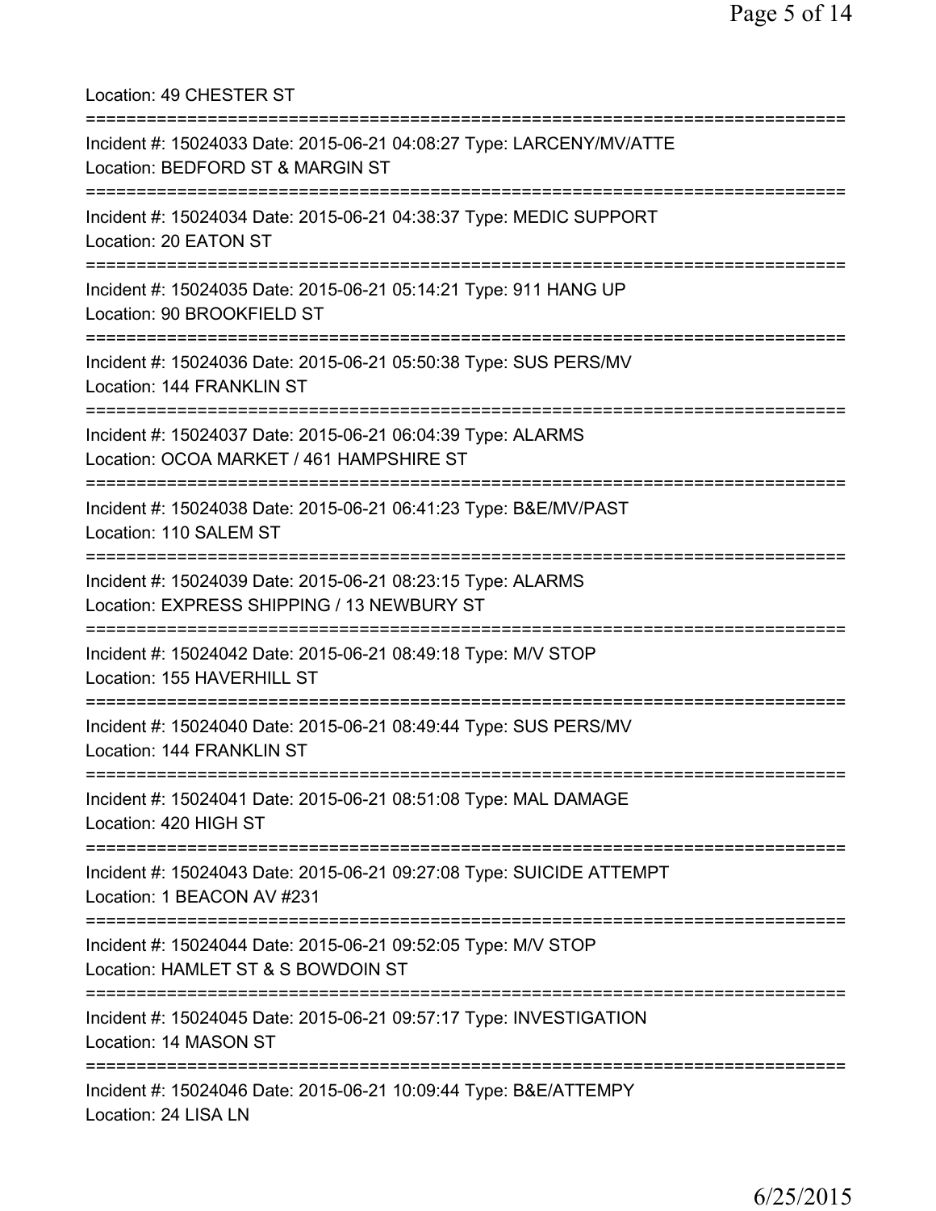Location: 49 CHESTER ST

===========================================================================

Incident #: 15024033 Date: 2015-06-21 04:08:27 Type: LARCENY/MV/ATTE
Location: BEDFORD ST & MARGIN ST

===========================================================================

Incident #: 15024034 Date: 2015-06-21 04:38:37 Type: MEDIC SUPPORT
Location: 20 EATON ST

===========================================================================

Incident #: 15024035 Date: 2015-06-21 05:14:21 Type: 911 HANG UP
Location: 90 BROOKFIELD ST

===========================================================================

Incident #: 15024036 Date: 2015-06-21 05:50:38 Type: SUS PERS/MV
Location: 144 FRANKLIN ST

===========================================================================

Incident #: 15024037 Date: 2015-06-21 06:04:39 Type: ALARMS
Location: OCOA MARKET / 461 HAMPSHIRE ST

===========================================================================

Incident #: 15024038 Date: 2015-06-21 06:41:23 Type: B&E/MV/PAST
Location: 110 SALEM ST

===========================================================================

Incident #: 15024039 Date: 2015-06-21 08:23:15 Type: ALARMS
Location: EXPRESS SHIPPING / 13 NEWBURY ST

===========================================================================

Incident #: 15024042 Date: 2015-06-21 08:49:18 Type: M/V STOP
Location: 155 HAVERHILL ST

===========================================================================

Incident #: 15024040 Date: 2015-06-21 08:49:44 Type: SUS PERS/MV
Location: 144 FRANKLIN ST

===========================================================================

Incident #: 15024041 Date: 2015-06-21 08:51:08 Type: MAL DAMAGE
Location: 420 HIGH ST

===========================================================================

Incident #: 15024043 Date: 2015-06-21 09:27:08 Type: SUICIDE ATTEMPT
Location: 1 BEACON AV #231

===========================================================================

Incident #: 15024044 Date: 2015-06-21 09:52:05 Type: M/V STOP
Location: HAMLET ST & S BOWDOIN ST

===========================================================================

Incident #: 15024045 Date: 2015-06-21 09:57:17 Type: INVESTIGATION
Location: 14 MASON ST

===========================================================================

Incident #: 15024046 Date: 2015-06-21 10:09:44 Type: B&E/ATTEMPY
Location: 24 LISA LN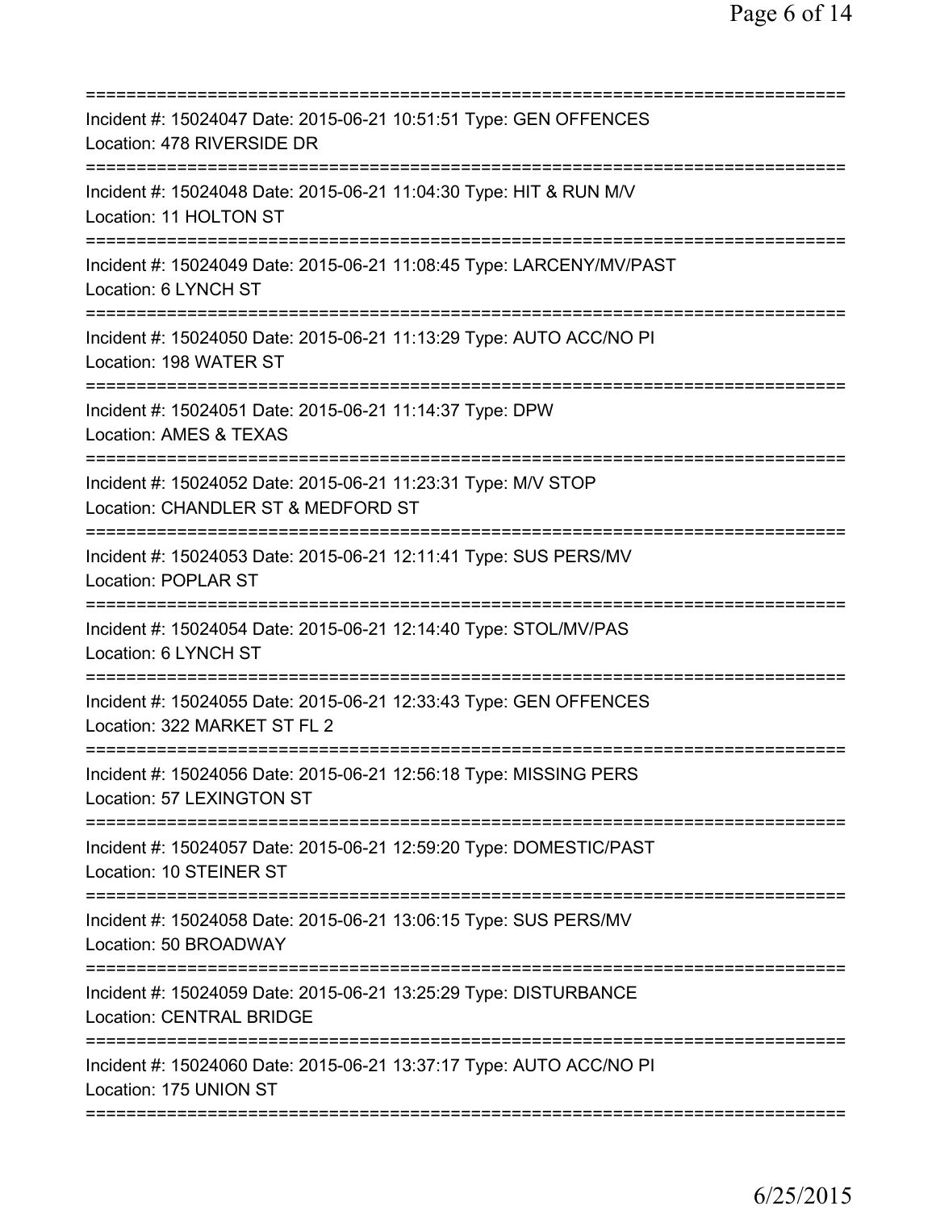==============================================================================
Incident #: 15024047 Date: 2015-06-21 10:51:51 Type: GEN OFFENCES
Location: 478 RIVERSIDE DR
==============================================================================
Incident #: 15024048 Date: 2015-06-21 11:04:30 Type: HIT & RUN M/V
Location: 11 HOLTON ST
==============================================================================
Incident #: 15024049 Date: 2015-06-21 11:08:45 Type: LARCENY/MV/PAST
Location: 6 LYNCH ST
==============================================================================
Incident #: 15024050 Date: 2015-06-21 11:13:29 Type: AUTO ACC/NO PI
Location: 198 WATER ST
==============================================================================
Incident #: 15024051 Date: 2015-06-21 11:14:37 Type: DPW
Location: AMES & TEXAS
==============================================================================
Incident #: 15024052 Date: 2015-06-21 11:23:31 Type: M/V STOP
Location: CHANDLER ST & MEDFORD ST
==============================================================================
Incident #: 15024053 Date: 2015-06-21 12:11:41 Type: SUS PERS/MV
Location: POPLAR ST
==============================================================================
Incident #: 15024054 Date: 2015-06-21 12:14:40 Type: STOL/MV/PAS
Location: 6 LYNCH ST
==============================================================================
Incident #: 15024055 Date: 2015-06-21 12:33:43 Type: GEN OFFENCES
Location: 322 MARKET ST FL 2
==============================================================================
Incident #: 15024056 Date: 2015-06-21 12:56:18 Type: MISSING PERS
Location: 57 LEXINGTON ST
==============================================================================
Incident #: 15024057 Date: 2015-06-21 12:59:20 Type: DOMESTIC/PAST
Location: 10 STEINER ST
==============================================================================
Incident #: 15024058 Date: 2015-06-21 13:06:15 Type: SUS PERS/MV
Location: 50 BROADWAY
==============================================================================
Incident #: 15024059 Date: 2015-06-21 13:25:29 Type: DISTURBANCE
Location: CENTRAL BRIDGE
==============================================================================
Incident #: 15024060 Date: 2015-06-21 13:37:17 Type: AUTO ACC/NO PI
Location: 175 UNION ST
==============================================================================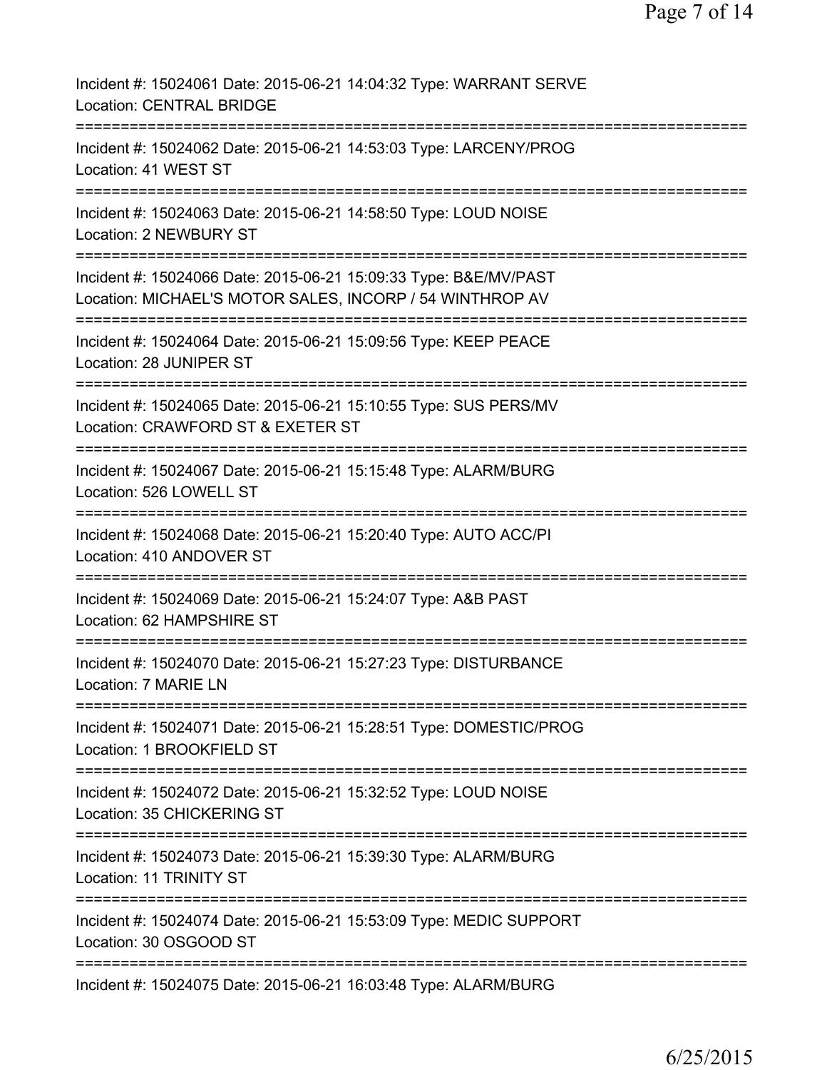Incident #: 15024061 Date: 2015-06-21 14:04:32 Type: WARRANT SERVE
Location: CENTRAL BRIDGE

===========================================================================

Incident #: 15024062 Date: 2015-06-21 14:53:03 Type: LARCENY/PROG
Location: 41 WEST ST

===========================================================================

Incident #: 15024063 Date: 2015-06-21 14:58:50 Type: LOUD NOISE
Location: 2 NEWBURY ST

===========================================================================

Incident #: 15024066 Date: 2015-06-21 15:09:33 Type: B&E/MV/PAST
Location: MICHAEL'S MOTOR SALES, INCORP / 54 WINTHROP AV

===========================================================================

Incident #: 15024064 Date: 2015-06-21 15:09:56 Type: KEEP PEACE
Location: 28 JUNIPER ST

===========================================================================

Incident #: 15024065 Date: 2015-06-21 15:10:55 Type: SUS PERS/MV
Location: CRAWFORD ST & EXETER ST

===========================================================================

Incident #: 15024067 Date: 2015-06-21 15:15:48 Type: ALARM/BURG
Location: 526 LOWELL ST

===========================================================================

Incident #: 15024068 Date: 2015-06-21 15:20:40 Type: AUTO ACC/PI
Location: 410 ANDOVER ST

===========================================================================

Incident #: 15024069 Date: 2015-06-21 15:24:07 Type: A&B PAST
Location: 62 HAMPSHIRE ST

===========================================================================

Incident #: 15024070 Date: 2015-06-21 15:27:23 Type: DISTURBANCE
Location: 7 MARIE LN

===========================================================================

Incident #: 15024071 Date: 2015-06-21 15:28:51 Type: DOMESTIC/PROG
Location: 1 BROOKFIELD ST

===========================================================================

Incident #: 15024072 Date: 2015-06-21 15:32:52 Type: LOUD NOISE
Location: 35 CHICKERING ST

===========================================================================

Incident #: 15024073 Date: 2015-06-21 15:39:30 Type: ALARM/BURG
Location: 11 TRINITY ST

===========================================================================

Incident #: 15024074 Date: 2015-06-21 15:53:09 Type: MEDIC SUPPORT
Location: 30 OSGOOD ST

===========================================================================

Incident #: 15024075 Date: 2015-06-21 16:03:48 Type: ALARM/BURG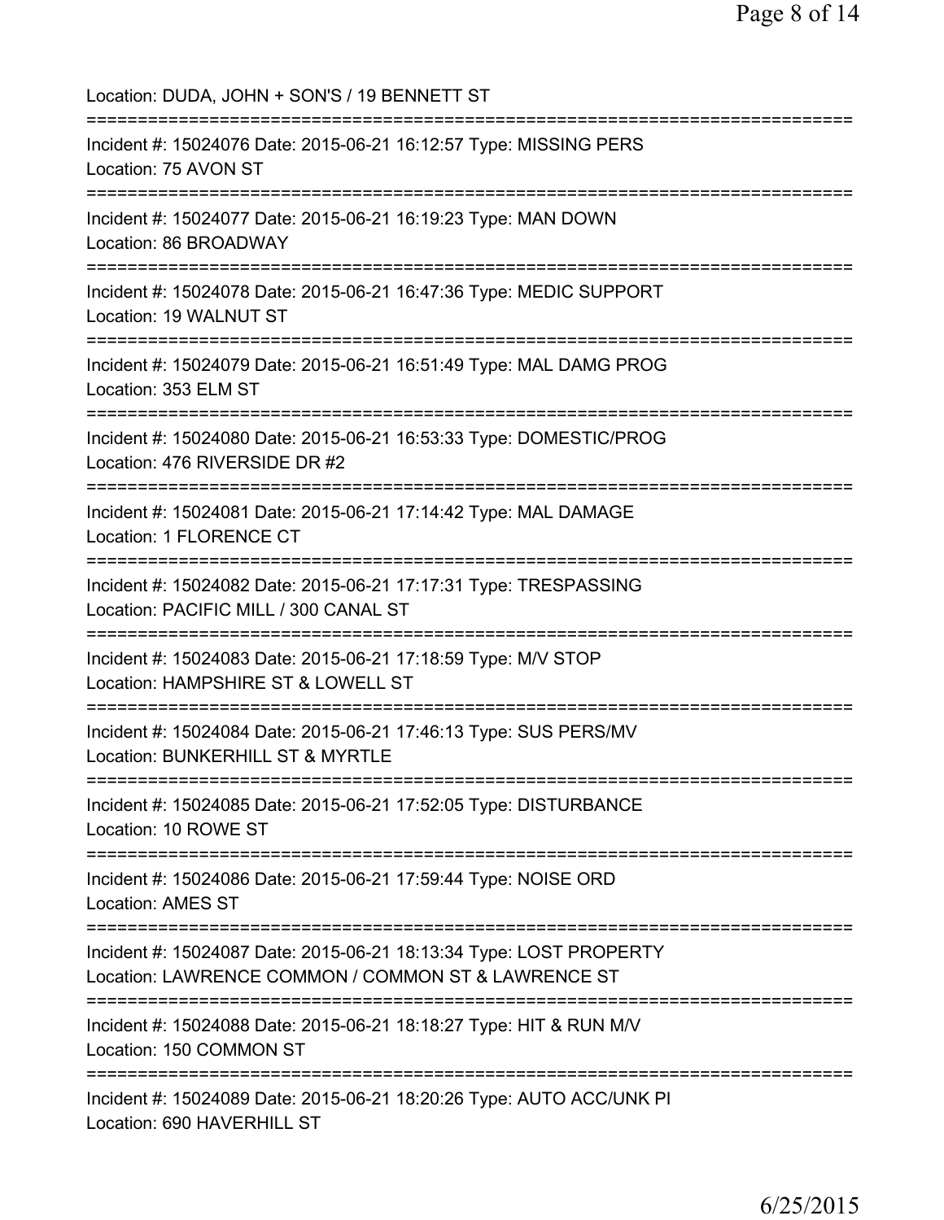Location: DUDA, JOHN + SON'S / 19 BENNETT ST

===========================================================================

Incident #: 15024076 Date: 2015-06-21 16:12:57 Type: MISSING PERS
Location: 75 AVON ST

===========================================================================

Incident #: 15024077 Date: 2015-06-21 16:19:23 Type: MAN DOWN
Location: 86 BROADWAY

===========================================================================

Incident #: 15024078 Date: 2015-06-21 16:47:36 Type: MEDIC SUPPORT
Location: 19 WALNUT ST

===========================================================================

Incident #: 15024079 Date: 2015-06-21 16:51:49 Type: MAL DAMG PROG
Location: 353 ELM ST

===========================================================================

Incident #: 15024080 Date: 2015-06-21 16:53:33 Type: DOMESTIC/PROG
Location: 476 RIVERSIDE DR #2

===========================================================================

Incident #: 15024081 Date: 2015-06-21 17:14:42 Type: MAL DAMAGE
Location: 1 FLORENCE CT

===========================================================================

Incident #: 15024082 Date: 2015-06-21 17:17:31 Type: TRESPASSING
Location: PACIFIC MILL / 300 CANAL ST

===========================================================================

Incident #: 15024083 Date: 2015-06-21 17:18:59 Type: M/V STOP
Location: HAMPSHIRE ST & LOWELL ST

===========================================================================

Incident #: 15024084 Date: 2015-06-21 17:46:13 Type: SUS PERS/MV
Location: BUNKERHILL ST & MYRTLE

===========================================================================

Incident #: 15024085 Date: 2015-06-21 17:52:05 Type: DISTURBANCE
Location: 10 ROWE ST

===========================================================================

Incident #: 15024086 Date: 2015-06-21 17:59:44 Type: NOISE ORD
Location: AMES ST

===========================================================================

Incident #: 15024087 Date: 2015-06-21 18:13:34 Type: LOST PROPERTY
Location: LAWRENCE COMMON / COMMON ST & LAWRENCE ST

===========================================================================

Incident #: 15024088 Date: 2015-06-21 18:18:27 Type: HIT & RUN M/V
Location: 150 COMMON ST

===========================================================================

Incident #: 15024089 Date: 2015-06-21 18:20:26 Type: AUTO ACC/UNK PI
Location: 690 HAVERHILL ST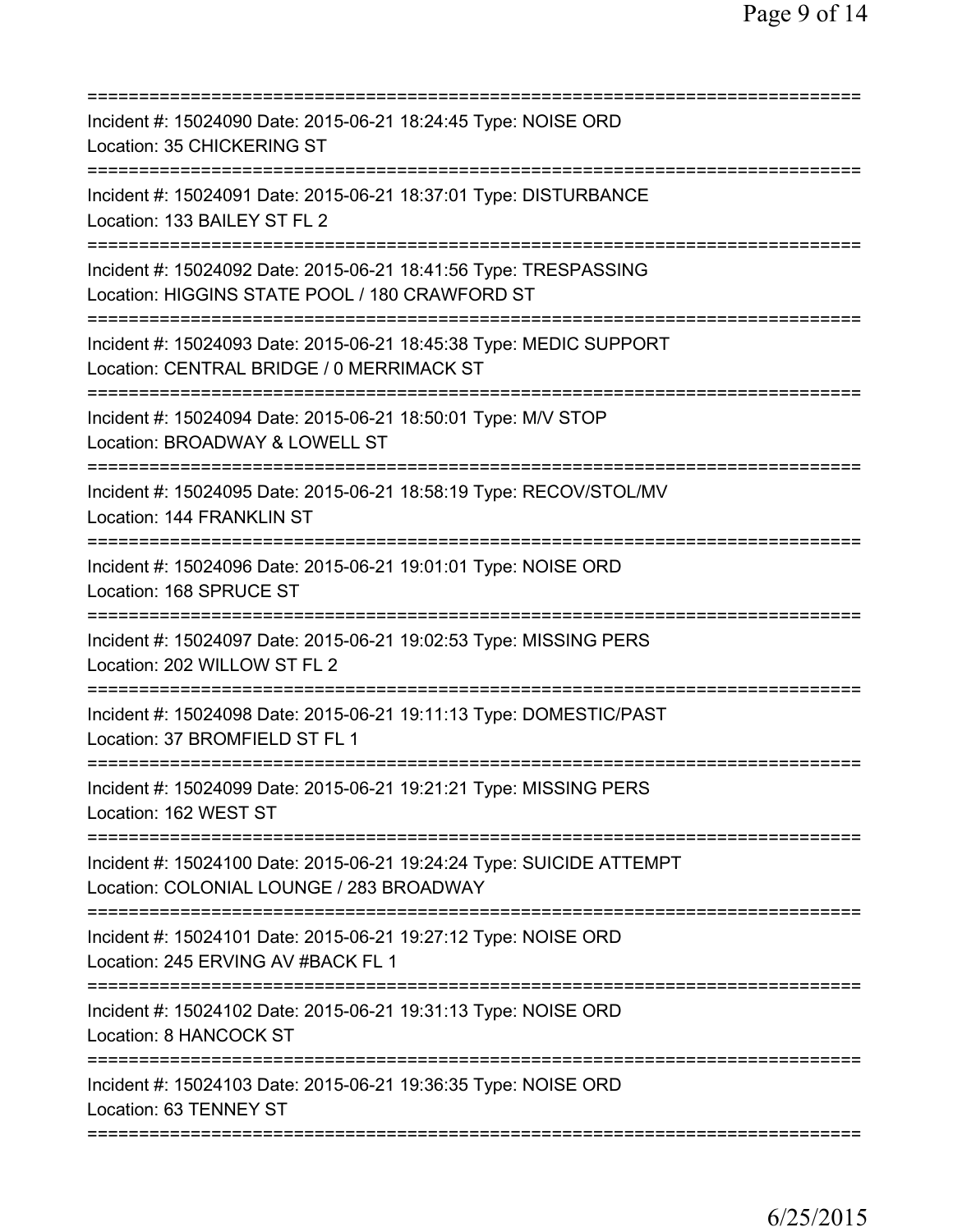===========================================================================
Incident #: 15024090 Date: 2015-06-21 18:24:45 Type: NOISE ORD
Location: 35 CHICKERING ST
===========================================================================
Incident #: 15024091 Date: 2015-06-21 18:37:01 Type: DISTURBANCE
Location: 133 BAILEY ST FL 2
===========================================================================
Incident #: 15024092 Date: 2015-06-21 18:41:56 Type: TRESPASSING
Location: HIGGINS STATE POOL / 180 CRAWFORD ST
===========================================================================
Incident #: 15024093 Date: 2015-06-21 18:45:38 Type: MEDIC SUPPORT
Location: CENTRAL BRIDGE / 0 MERRIMACK ST
===========================================================================
Incident #: 15024094 Date: 2015-06-21 18:50:01 Type: M/V STOP
Location: BROADWAY & LOWELL ST
===========================================================================
Incident #: 15024095 Date: 2015-06-21 18:58:19 Type: RECOV/STOL/MV
Location: 144 FRANKLIN ST
===========================================================================
Incident #: 15024096 Date: 2015-06-21 19:01:01 Type: NOISE ORD
Location: 168 SPRUCE ST
===========================================================================
Incident #: 15024097 Date: 2015-06-21 19:02:53 Type: MISSING PERS
Location: 202 WILLOW ST FL 2
===========================================================================
Incident #: 15024098 Date: 2015-06-21 19:11:13 Type: DOMESTIC/PAST
Location: 37 BROMFIELD ST FL 1
===========================================================================
Incident #: 15024099 Date: 2015-06-21 19:21:21 Type: MISSING PERS
Location: 162 WEST ST
===========================================================================
Incident #: 15024100 Date: 2015-06-21 19:24:24 Type: SUICIDE ATTEMPT
Location: COLONIAL LOUNGE / 283 BROADWAY
===========================================================================
Incident #: 15024101 Date: 2015-06-21 19:27:12 Type: NOISE ORD
Location: 245 ERVING AV #BACK FL 1
===========================================================================
Incident #: 15024102 Date: 2015-06-21 19:31:13 Type: NOISE ORD
Location: 8 HANCOCK ST
===========================================================================
Incident #: 15024103 Date: 2015-06-21 19:36:35 Type: NOISE ORD
Location: 63 TENNEY ST
===========================================================================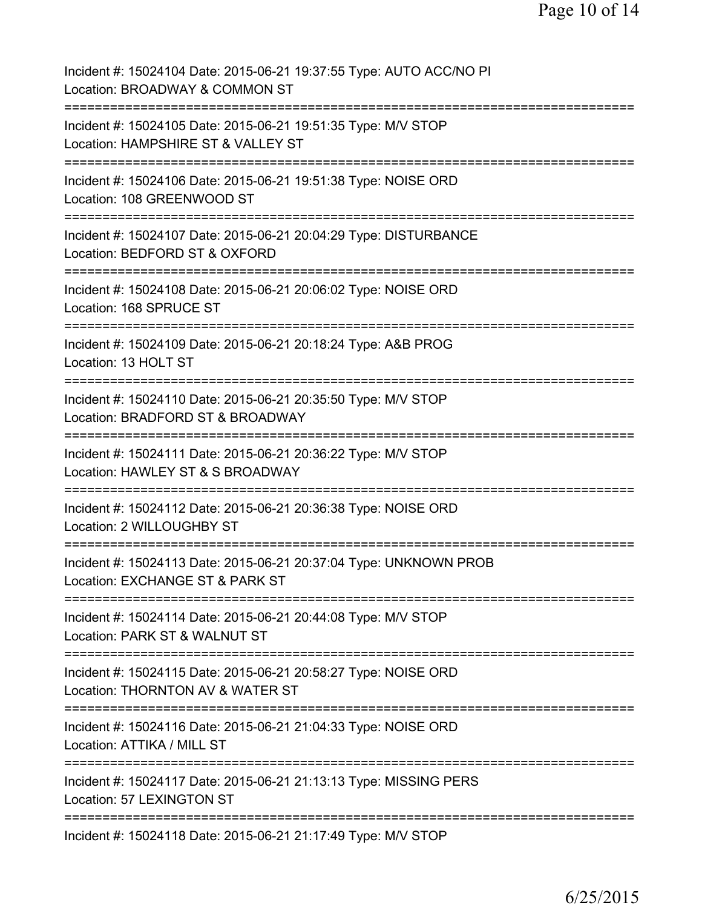Incident #: 15024104 Date: 2015-06-21 19:37:55 Type: AUTO ACC/NO PI
Location: BROADWAY & COMMON ST
===========================================================================
Incident #: 15024105 Date: 2015-06-21 19:51:35 Type: M/V STOP
Location: HAMPSHIRE ST & VALLEY ST
===========================================================================
Incident #: 15024106 Date: 2015-06-21 19:51:38 Type: NOISE ORD
Location: 108 GREENWOOD ST
===========================================================================
Incident #: 15024107 Date: 2015-06-21 20:04:29 Type: DISTURBANCE
Location: BEDFORD ST & OXFORD
===========================================================================
Incident #: 15024108 Date: 2015-06-21 20:06:02 Type: NOISE ORD
Location: 168 SPRUCE ST
===========================================================================
Incident #: 15024109 Date: 2015-06-21 20:18:24 Type: A&B PROG
Location: 13 HOLT ST
===========================================================================
Incident #: 15024110 Date: 2015-06-21 20:35:50 Type: M/V STOP
Location: BRADFORD ST & BROADWAY
===========================================================================
Incident #: 15024111 Date: 2015-06-21 20:36:22 Type: M/V STOP
Location: HAWLEY ST & S BROADWAY
===========================================================================
Incident #: 15024112 Date: 2015-06-21 20:36:38 Type: NOISE ORD
Location: 2 WILLOUGHBY ST
===========================================================================
Incident #: 15024113 Date: 2015-06-21 20:37:04 Type: UNKNOWN PROB
Location: EXCHANGE ST & PARK ST
===========================================================================
Incident #: 15024114 Date: 2015-06-21 20:44:08 Type: M/V STOP
Location: PARK ST & WALNUT ST
===========================================================================
Incident #: 15024115 Date: 2015-06-21 20:58:27 Type: NOISE ORD
Location: THORNTON AV & WATER ST
===========================================================================
Incident #: 15024116 Date: 2015-06-21 21:04:33 Type: NOISE ORD
Location: ATTIKA / MILL ST
===========================================================================
Incident #: 15024117 Date: 2015-06-21 21:13:13 Type: MISSING PERS
Location: 57 LEXINGTON ST
===========================================================================
Incident #: 15024118 Date: 2015-06-21 21:17:49 Type: M/V STOP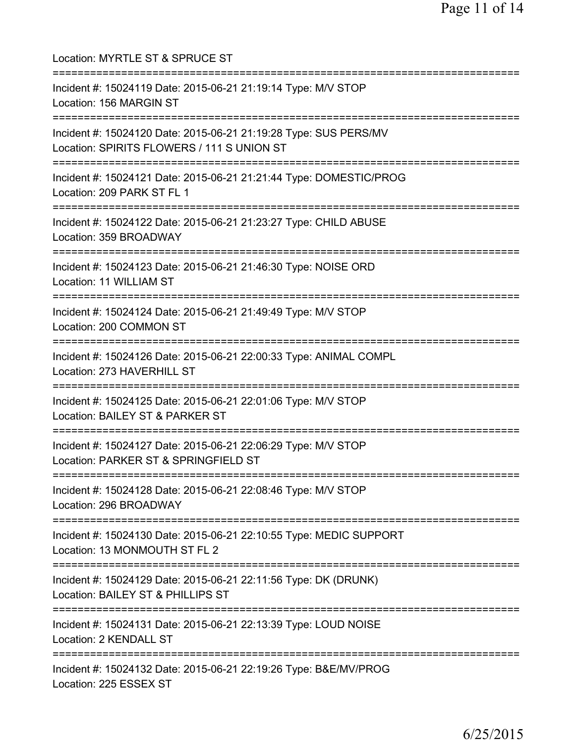Location: MYRTLE ST & SPRUCE ST

===========================================================================

Incident #: 15024119 Date: 2015-06-21 21:19:14 Type: M/V STOP
Location: 156 MARGIN ST

===========================================================================

Incident #: 15024120 Date: 2015-06-21 21:19:28 Type: SUS PERS/MV
Location: SPIRITS FLOWERS / 111 S UNION ST

===========================================================================

Incident #: 15024121 Date: 2015-06-21 21:21:44 Type: DOMESTIC/PROG
Location: 209 PARK ST FL 1

===========================================================================

Incident #: 15024122 Date: 2015-06-21 21:23:27 Type: CHILD ABUSE
Location: 359 BROADWAY

===========================================================================

Incident #: 15024123 Date: 2015-06-21 21:46:30 Type: NOISE ORD
Location: 11 WILLIAM ST

===========================================================================

Incident #: 15024124 Date: 2015-06-21 21:49:49 Type: M/V STOP
Location: 200 COMMON ST

===========================================================================

Incident #: 15024126 Date: 2015-06-21 22:00:33 Type: ANIMAL COMPL
Location: 273 HAVERHILL ST

===========================================================================

Incident #: 15024125 Date: 2015-06-21 22:01:06 Type: M/V STOP
Location: BAILEY ST & PARKER ST

===========================================================================

Incident #: 15024127 Date: 2015-06-21 22:06:29 Type: M/V STOP
Location: PARKER ST & SPRINGFIELD ST

===========================================================================

Incident #: 15024128 Date: 2015-06-21 22:08:46 Type: M/V STOP
Location: 296 BROADWAY

===========================================================================

Incident #: 15024130 Date: 2015-06-21 22:10:55 Type: MEDIC SUPPORT
Location: 13 MONMOUTH ST FL 2

===========================================================================

Incident #: 15024129 Date: 2015-06-21 22:11:56 Type: DK (DRUNK)
Location: BAILEY ST & PHILLIPS ST

===========================================================================

Incident #: 15024131 Date: 2015-06-21 22:13:39 Type: LOUD NOISE
Location: 2 KENDALL ST

===========================================================================

Incident #: 15024132 Date: 2015-06-21 22:19:26 Type: B&E/MV/PROG
Location: 225 ESSEX ST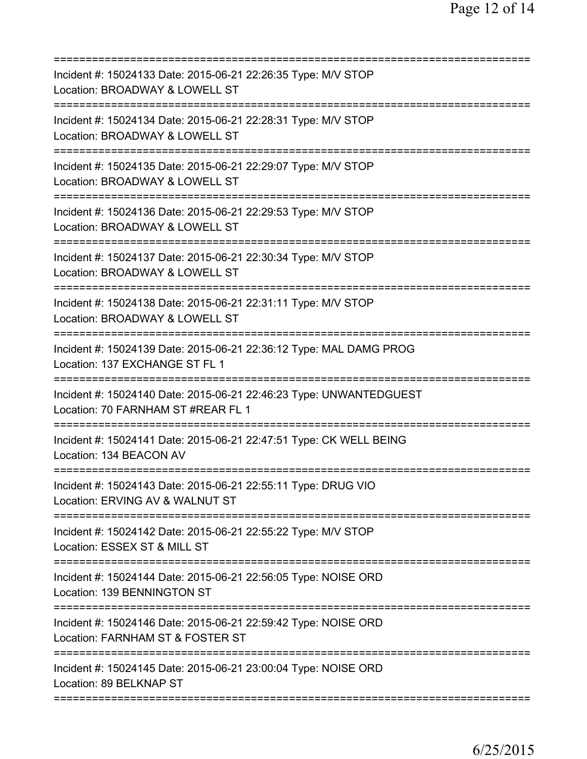Incident #: 15024133 Date: 2015-06-21 22:26:35 Type: M/V STOP
Location: BROADWAY & LOWELL ST

Incident #: 15024134 Date: 2015-06-21 22:28:31 Type: M/V STOP
Location: BROADWAY & LOWELL ST

Incident #: 15024135 Date: 2015-06-21 22:29:07 Type: M/V STOP
Location: BROADWAY & LOWELL ST

Incident #: 15024136 Date: 2015-06-21 22:29:53 Type: M/V STOP
Location: BROADWAY & LOWELL ST

Incident #: 15024137 Date: 2015-06-21 22:30:34 Type: M/V STOP
Location: BROADWAY & LOWELL ST

Incident #: 15024138 Date: 2015-06-21 22:31:11 Type: M/V STOP
Location: BROADWAY & LOWELL ST

Incident #: 15024139 Date: 2015-06-21 22:36:12 Type: MAL DAMG PROG
Location: 137 EXCHANGE ST FL 1

Incident #: 15024140 Date: 2015-06-21 22:46:23 Type: UNWANTEDGUEST
Location: 70 FARNHAM ST #REAR FL 1

Incident #: 15024141 Date: 2015-06-21 22:47:51 Type: CK WELL BEING
Location: 134 BEACON AV

Incident #: 15024143 Date: 2015-06-21 22:55:11 Type: DRUG VIO
Location: ERVING AV & WALNUT ST

Incident #: 15024142 Date: 2015-06-21 22:55:22 Type: M/V STOP
Location: ESSEX ST & MILL ST

Incident #: 15024144 Date: 2015-06-21 22:56:05 Type: NOISE ORD
Location: 139 BENNINGTON ST

Incident #: 15024146 Date: 2015-06-21 22:59:42 Type: NOISE ORD
Location: FARNHAM ST & FOSTER ST

Incident #: 15024145 Date: 2015-06-21 23:00:04 Type: NOISE ORD
Location: 89 BELKNAP ST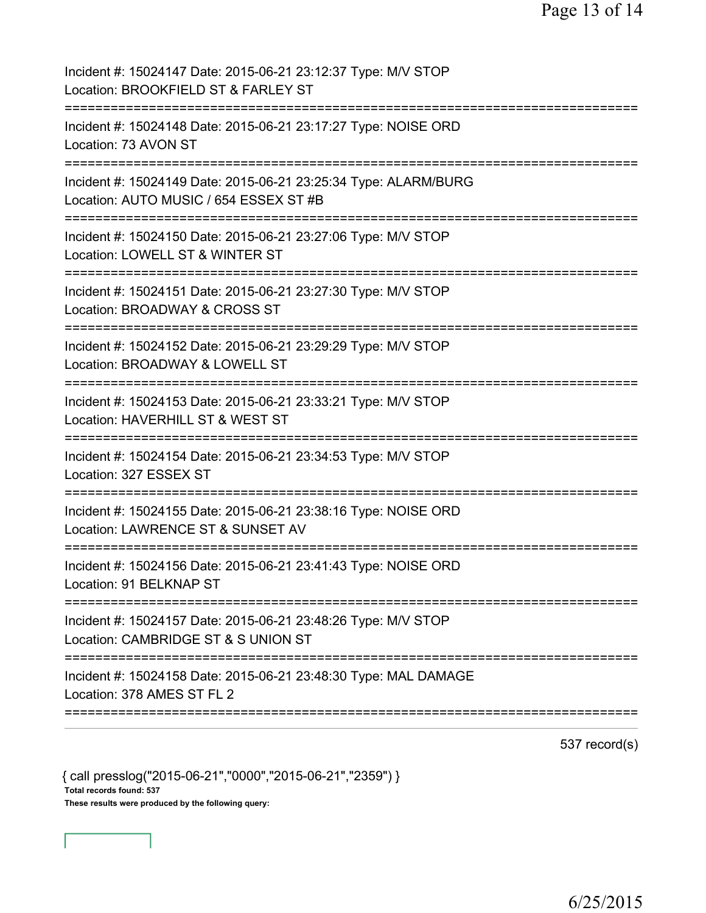Incident #: 15024147 Date: 2015-06-21 23:12:37 Type: M/V STOP
Location: BROOKFIELD ST & FARLEY ST

===========================================================================

Incident #: 15024148 Date: 2015-06-21 23:17:27 Type: NOISE ORD
Location: 73 AVON ST

===========================================================================

Incident #: 15024149 Date: 2015-06-21 23:25:34 Type: ALARM/BURG
Location: AUTO MUSIC / 654 ESSEX ST #B

===========================================================================

Incident #: 15024150 Date: 2015-06-21 23:27:06 Type: M/V STOP
Location: LOWELL ST & WINTER ST

===========================================================================

Incident #: 15024151 Date: 2015-06-21 23:27:30 Type: M/V STOP
Location: BROADWAY & CROSS ST

===========================================================================

Incident #: 15024152 Date: 2015-06-21 23:29:29 Type: M/V STOP
Location: BROADWAY & LOWELL ST

===========================================================================

Incident #: 15024153 Date: 2015-06-21 23:33:21 Type: M/V STOP
Location: HAVERHILL ST & WEST ST

===========================================================================

Incident #: 15024154 Date: 2015-06-21 23:34:53 Type: M/V STOP
Location: 327 ESSEX ST

===========================================================================

Incident #: 15024155 Date: 2015-06-21 23:38:16 Type: NOISE ORD
Location: LAWRENCE ST & SUNSET AV

===========================================================================

Incident #: 15024156 Date: 2015-06-21 23:41:43 Type: NOISE ORD
Location: 91 BELKNAP ST

===========================================================================

Incident #: 15024157 Date: 2015-06-21 23:48:26 Type: M/V STOP
Location: CAMBRIDGE ST & S UNION ST

===========================================================================

Incident #: 15024158 Date: 2015-06-21 23:48:30 Type: MAL DAMAGE
Location: 378 AMES ST FL 2

===========================================================================

537 record(s)

{ call presslog("2015-06-21","0000","2015-06-21","2359") }

**Total records found: 537**

**These results were produced by the following query:**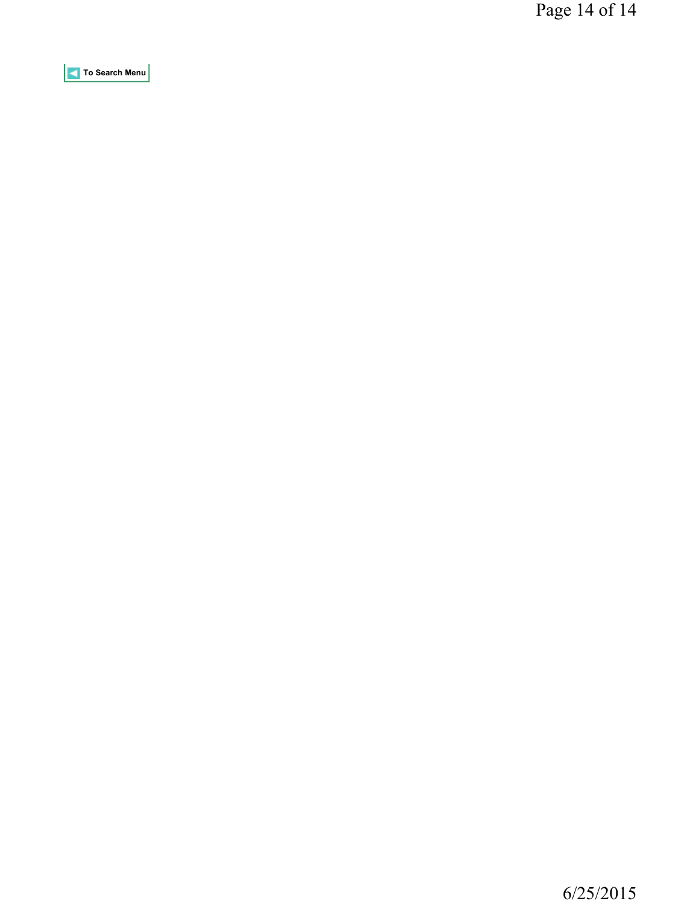To Search Menu